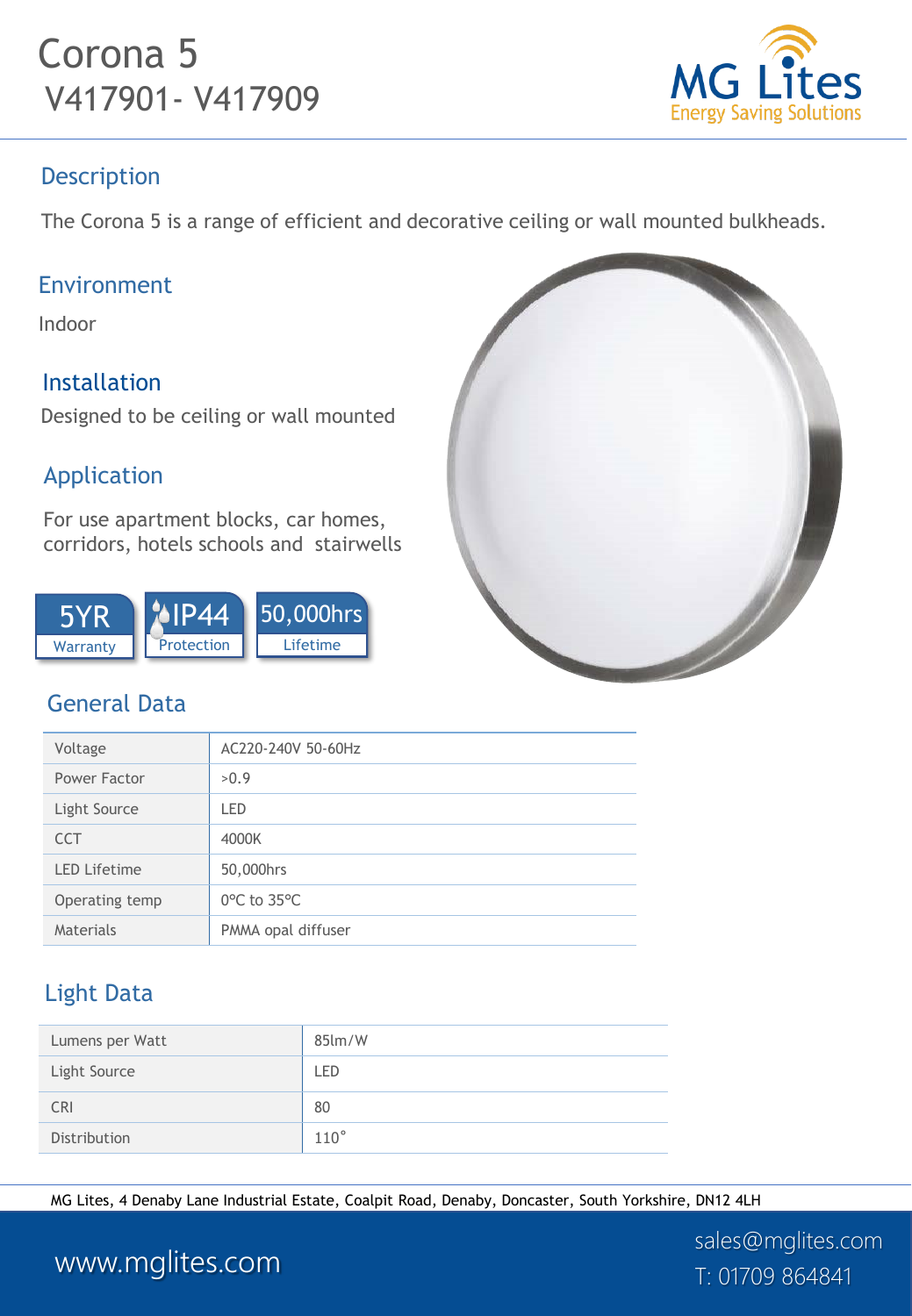# Corona 5
## V417901- V417909

MG Lites
Energy Saving Solutions

## Description

The Corona 5 is a range of efficient and decorative ceiling or wall mounted bulkheads.

## Environment

Indoor

## Installation

Designed to be ceiling or wall mounted

## Application

For use apartment blocks, car homes, corridors, hotels schools and stairwells

5YR Warranty | IP44 Protection | 50,000hrs Lifetime

## General Data

| | |
|---|---|
| Voltage | AC220-240V 50-60Hz |
| Power Factor | >0.9 |
| Light Source | LED |
| CCT | 4000K |
| LED Lifetime | 50,000hrs |
| Operating temp | 0°C to 35°C |
| Materials | PMMA opal diffuser |

## Light Data

| | |
|---|---|
| Lumens per Watt | 85lm/W |
| Light Source | LED |
| CRI | 80 |
| Distribution | 110° |

MG Lites, 4 Denaby Lane Industrial Estate, Coalpit Road, Denaby, Doncaster, South Yorkshire, DN12 4LH

www.mglites.com

sales@mglites.com
T: 01709 864841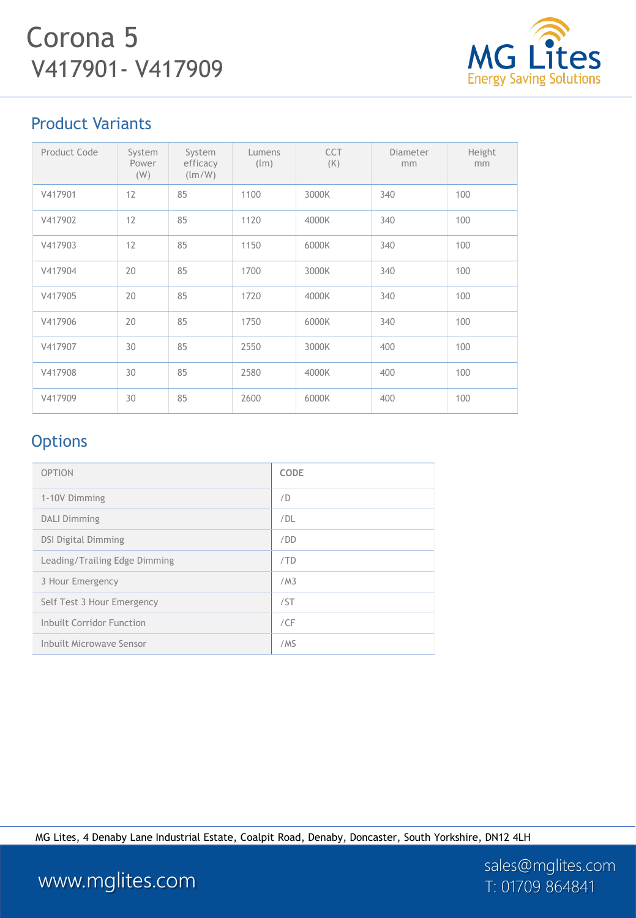# Corona 5
## V417901- V417909

MG Lites
Energy Saving Solutions

## Product Variants

| Product Code | System Power (W) | System efficacy (lm/W) | Lumens (lm) | CCT (K) | Diameter mm | Height mm |
|---|---|---|---|---|---|---|
| V417901 | 12 | 85 | 1100 | 3000K | 340 | 100 |
| V417902 | 12 | 85 | 1120 | 4000K | 340 | 100 |
| V417903 | 12 | 85 | 1150 | 6000K | 340 | 100 |
| V417904 | 20 | 85 | 1700 | 3000K | 340 | 100 |
| V417905 | 20 | 85 | 1720 | 4000K | 340 | 100 |
| V417906 | 20 | 85 | 1750 | 6000K | 340 | 100 |
| V417907 | 30 | 85 | 2550 | 3000K | 400 | 100 |
| V417908 | 30 | 85 | 2580 | 4000K | 400 | 100 |
| V417909 | 30 | 85 | 2600 | 6000K | 400 | 100 |

## Options

| OPTION | CODE |
|---|---|
| 1-10V Dimming | /D |
| DALI Dimming | /DL |
| DSI Digital Dimming | /DD |
| Leading/Trailing Edge Dimming | /TD |
| 3 Hour Emergency | /M3 |
| Self Test 3 Hour Emergency | /ST |
| Inbuilt Corridor Function | /CF |
| Inbuilt Microwave Sensor | /MS |

MG Lites, 4 Denaby Lane Industrial Estate, Coalpit Road, Denaby, Doncaster, South Yorkshire, DN12 4LH

www.mglites.com

sales@mglites.com
T: 01709 864841